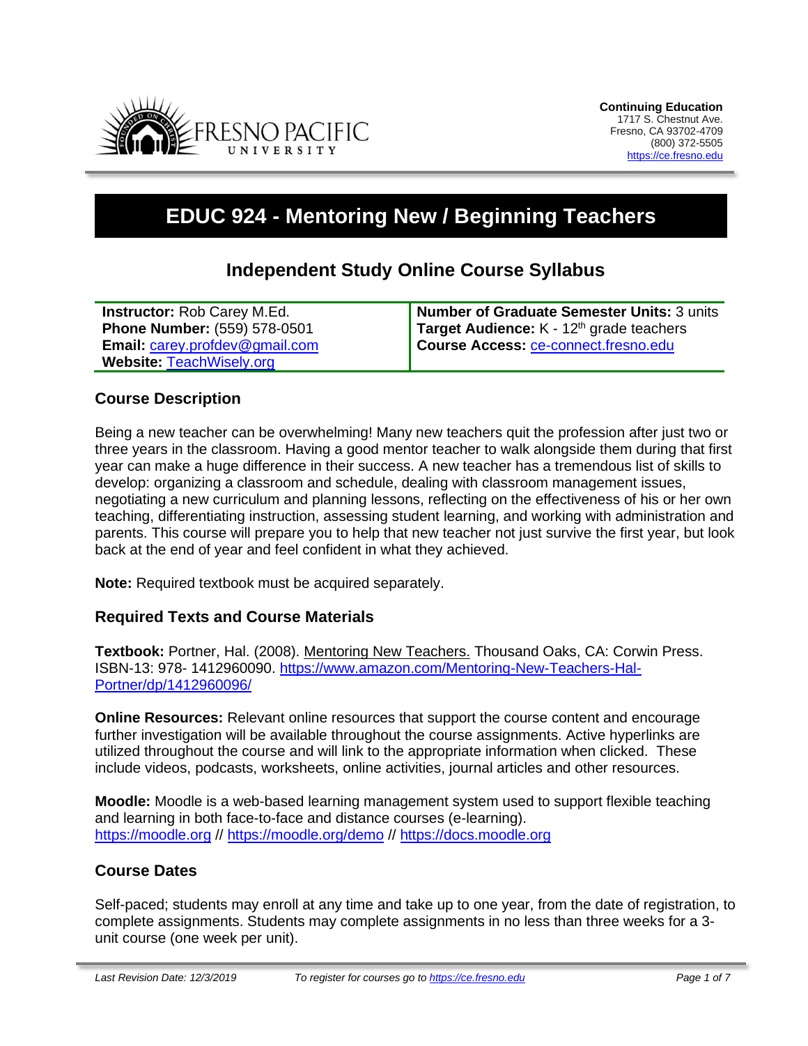**Continuing Education**
1717 S. Chestnut Ave.
Fresno, CA 93702-4709
(800) 372-5505
https://ce.fresno.edu

# EDUC 924 - Mentoring New / Beginning Teachers

## Independent Study Online Course Syllabus

| | |
|---|---|
| **Instructor:** Rob Carey M.Ed.<br>**Phone Number:** (559) 578-0501<br>**Email:** carey.profdev@gmail.com<br>**Website:** TeachWisely.org | **Number of Graduate Semester Units:** 3 units<br>**Target Audience:** K - 12th grade teachers<br>**Course Access:** ce-connect.fresno.edu |

### Course Description

Being a new teacher can be overwhelming! Many new teachers quit the profession after just two or three years in the classroom. Having a good mentor teacher to walk alongside them during that first year can make a huge difference in their success. A new teacher has a tremendous list of skills to develop: organizing a classroom and schedule, dealing with classroom management issues, negotiating a new curriculum and planning lessons, reflecting on the effectiveness of his or her own teaching, differentiating instruction, assessing student learning, and working with administration and parents. This course will prepare you to help that new teacher not just survive the first year, but look back at the end of year and feel confident in what they achieved.

**Note:** Required textbook must be acquired separately.

### Required Texts and Course Materials

**Textbook:** Portner, Hal. (2008). Mentoring New Teachers. Thousand Oaks, CA: Corwin Press. ISBN-13: 978- 1412960090. https://www.amazon.com/Mentoring-New-Teachers-Hal-Portner/dp/1412960096/

**Online Resources:** Relevant online resources that support the course content and encourage further investigation will be available throughout the course assignments. Active hyperlinks are utilized throughout the course and will link to the appropriate information when clicked. These include videos, podcasts, worksheets, online activities, journal articles and other resources.

**Moodle:** Moodle is a web-based learning management system used to support flexible teaching and learning in both face-to-face and distance courses (e-learning). https://moodle.org // https://moodle.org/demo // https://docs.moodle.org

### Course Dates

Self-paced; students may enroll at any time and take up to one year, from the date of registration, to complete assignments. Students may complete assignments in no less than three weeks for a 3-unit course (one week per unit).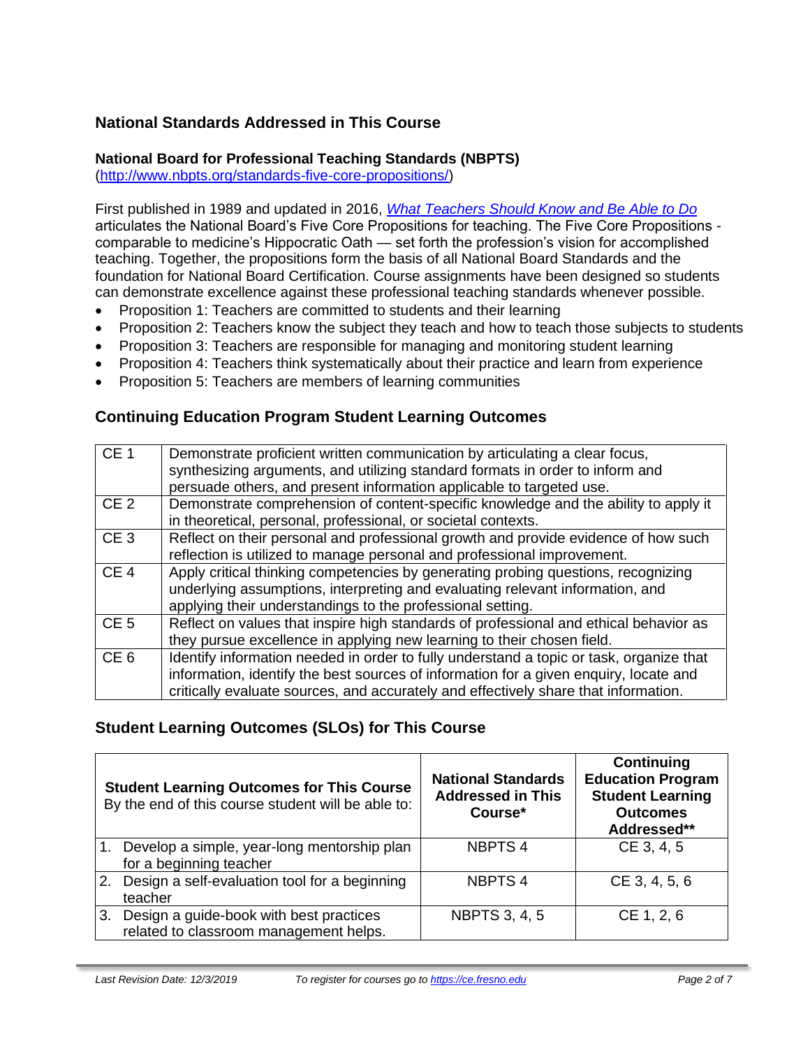## National Standards Addressed in This Course

### National Board for Professional Teaching Standards (NBPTS)

(http://www.nbpts.org/standards-five-core-propositions/)

First published in 1989 and updated in 2016, *What Teachers Should Know and Be Able to Do* articulates the National Board's Five Core Propositions for teaching. The Five Core Propositions - comparable to medicine's Hippocratic Oath — set forth the profession's vision for accomplished teaching. Together, the propositions form the basis of all National Board Standards and the foundation for National Board Certification. Course assignments have been designed so students can demonstrate excellence against these professional teaching standards whenever possible.

- Proposition 1: Teachers are committed to students and their learning
- Proposition 2: Teachers know the subject they teach and how to teach those subjects to students
- Proposition 3: Teachers are responsible for managing and monitoring student learning
- Proposition 4: Teachers think systematically about their practice and learn from experience
- Proposition 5: Teachers are members of learning communities

## Continuing Education Program Student Learning Outcomes

| | |
|---|---|
| CE 1 | Demonstrate proficient written communication by articulating a clear focus, synthesizing arguments, and utilizing standard formats in order to inform and persuade others, and present information applicable to targeted use. |
| CE 2 | Demonstrate comprehension of content-specific knowledge and the ability to apply it in theoretical, personal, professional, or societal contexts. |
| CE 3 | Reflect on their personal and professional growth and provide evidence of how such reflection is utilized to manage personal and professional improvement. |
| CE 4 | Apply critical thinking competencies by generating probing questions, recognizing underlying assumptions, interpreting and evaluating relevant information, and applying their understandings to the professional setting. |
| CE 5 | Reflect on values that inspire high standards of professional and ethical behavior as they pursue excellence in applying new learning to their chosen field. |
| CE 6 | Identify information needed in order to fully understand a topic or task, organize that information, identify the best sources of information for a given enquiry, locate and critically evaluate sources, and accurately and effectively share that information. |

## Student Learning Outcomes (SLOs) for This Course

| **Student Learning Outcomes for This Course** By the end of this course student will be able to: | **National Standards Addressed in This Course*** | **Continuing Education Program Student Learning Outcomes Addressed**** |
|---|---|---|
| 1. Develop a simple, year-long mentorship plan for a beginning teacher | NBPTS 4 | CE 3, 4, 5 |
| 2. Design a self-evaluation tool for a beginning teacher | NBPTS 4 | CE 3, 4, 5, 6 |
| 3. Design a guide-book with best practices related to classroom management helps. | NBPTS 3, 4, 5 | CE 1, 2, 6 |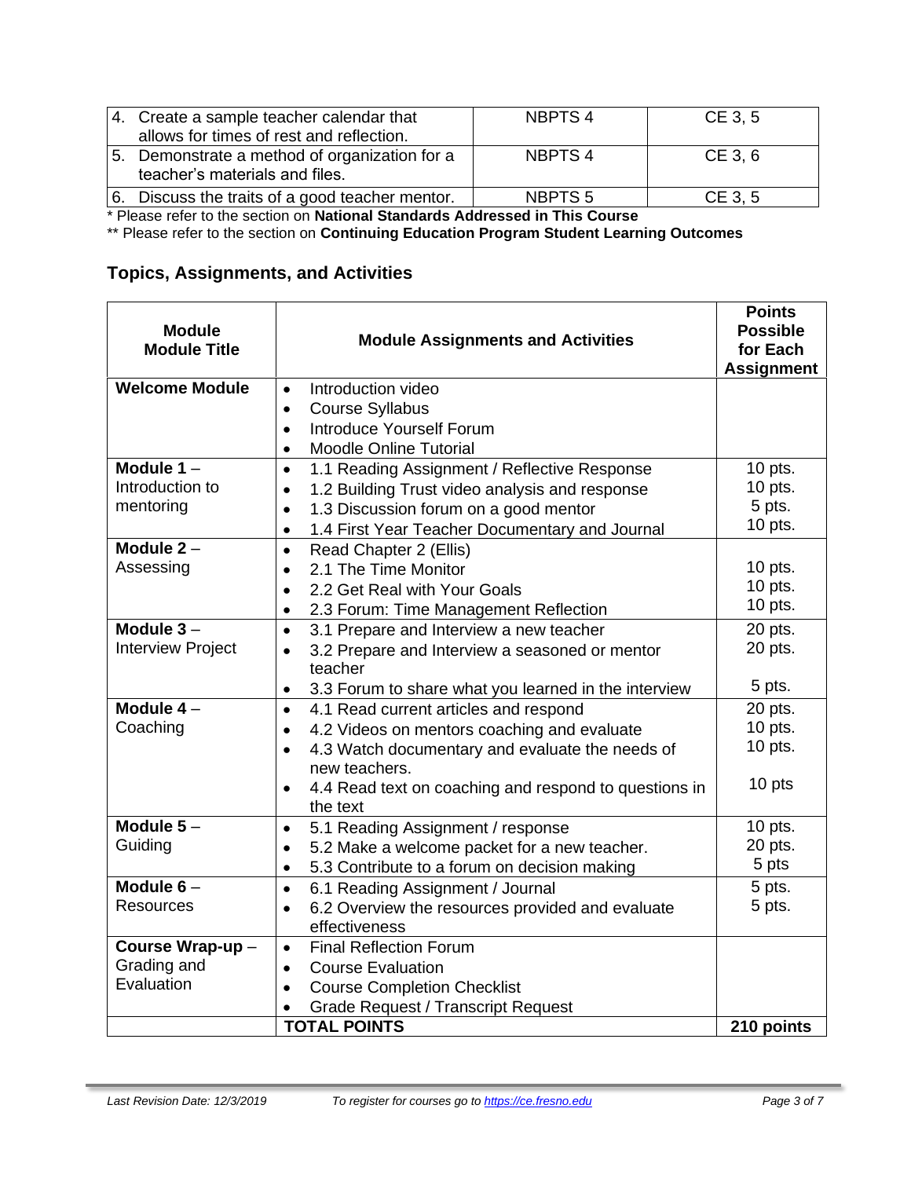| | | |
|---|---|---|
| 4. Create a sample teacher calendar that allows for times of rest and reflection. | NBPTS 4 | CE 3, 5 |
| 5. Demonstrate a method of organization for a teacher's materials and files. | NBPTS 4 | CE 3, 6 |
| 6. Discuss the traits of a good teacher mentor. | NBPTS 5 | CE 3, 5 |

* Please refer to the section on **National Standards Addressed in This Course**

** Please refer to the section on **Continuing Education Program Student Learning Outcomes**

## Topics, Assignments, and Activities

| Module Module Title | Module Assignments and Activities | Points Possible for Each Assignment |
|---|---|---|
| **Welcome Module** | • Introduction video<br>• Course Syllabus<br>• Introduce Yourself Forum<br>• Moodle Online Tutorial | |
| **Module 1** – Introduction to mentoring | • 1.1 Reading Assignment / Reflective Response<br>• 1.2 Building Trust video analysis and response<br>• 1.3 Discussion forum on a good mentor<br>• 1.4 First Year Teacher Documentary and Journal | 10 pts.<br>10 pts.<br>5 pts.<br>10 pts. |
| **Module 2** – Assessing | • Read Chapter 2 (Ellis)<br>• 2.1 The Time Monitor<br>• 2.2 Get Real with Your Goals<br>• 2.3 Forum: Time Management Reflection | <br>10 pts.<br>10 pts.<br>10 pts. |
| **Module 3** – Interview Project | • 3.1 Prepare and Interview a new teacher<br>• 3.2 Prepare and Interview a seasoned or mentor teacher<br>• 3.3 Forum to share what you learned in the interview | 20 pts.<br>20 pts.<br>5 pts. |
| **Module 4** – Coaching | • 4.1 Read current articles and respond<br>• 4.2 Videos on mentors coaching and evaluate<br>• 4.3 Watch documentary and evaluate the needs of new teachers.<br>• 4.4 Read text on coaching and respond to questions in the text | 20 pts.<br>10 pts.<br>10 pts.<br>10 pts |
| **Module 5** – Guiding | • 5.1 Reading Assignment / response<br>• 5.2 Make a welcome packet for a new teacher.<br>• 5.3 Contribute to a forum on decision making | 10 pts.<br>20 pts.<br>5 pts |
| **Module 6** – Resources | • 6.1 Reading Assignment / Journal<br>• 6.2 Overview the resources provided and evaluate effectiveness | 5 pts.<br>5 pts. |
| **Course Wrap-up** – Grading and Evaluation | • Final Reflection Forum<br>• Course Evaluation<br>• Course Completion Checklist<br>• Grade Request / Transcript Request | |
| | **TOTAL POINTS** | **210 points** |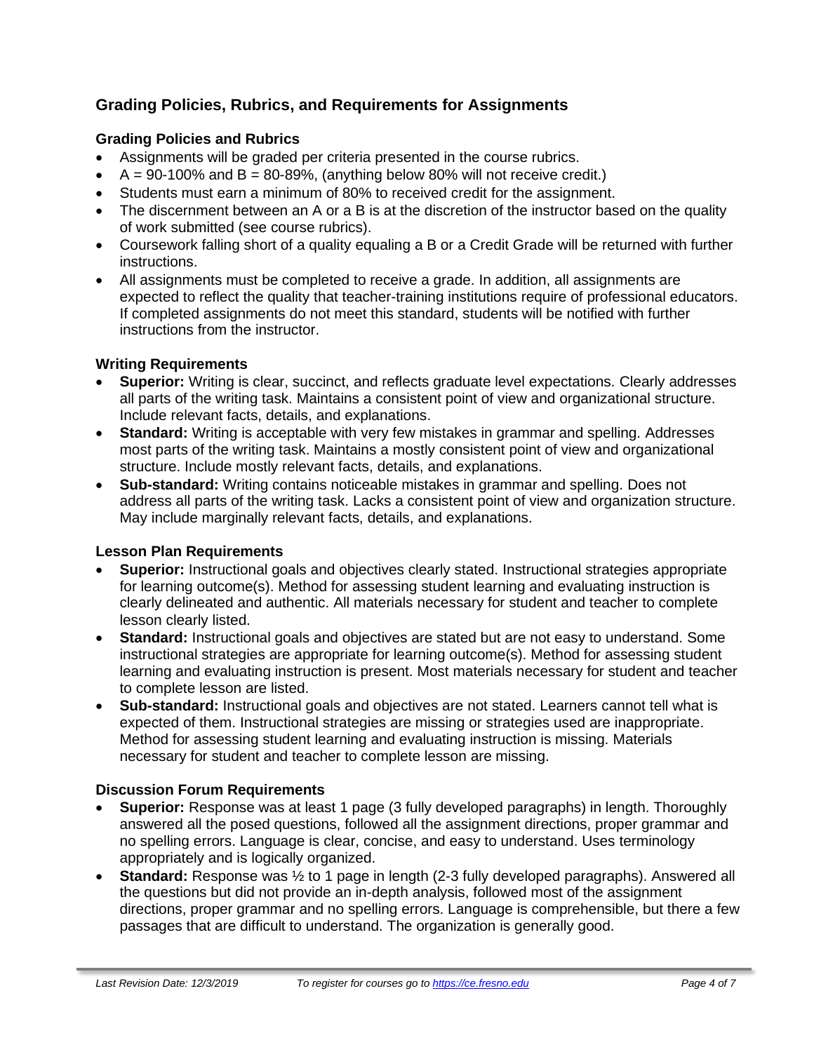## Grading Policies, Rubrics, and Requirements for Assignments

### Grading Policies and Rubrics

- Assignments will be graded per criteria presented in the course rubrics.
- A = 90-100% and B = 80-89%, (anything below 80% will not receive credit.)
- Students must earn a minimum of 80% to received credit for the assignment.
- The discernment between an A or a B is at the discretion of the instructor based on the quality of work submitted (see course rubrics).
- Coursework falling short of a quality equaling a B or a Credit Grade will be returned with further instructions.
- All assignments must be completed to receive a grade. In addition, all assignments are expected to reflect the quality that teacher-training institutions require of professional educators. If completed assignments do not meet this standard, students will be notified with further instructions from the instructor.

### Writing Requirements

- **Superior:** Writing is clear, succinct, and reflects graduate level expectations. Clearly addresses all parts of the writing task. Maintains a consistent point of view and organizational structure. Include relevant facts, details, and explanations.
- **Standard:** Writing is acceptable with very few mistakes in grammar and spelling. Addresses most parts of the writing task. Maintains a mostly consistent point of view and organizational structure. Include mostly relevant facts, details, and explanations.
- **Sub-standard:** Writing contains noticeable mistakes in grammar and spelling. Does not address all parts of the writing task. Lacks a consistent point of view and organization structure. May include marginally relevant facts, details, and explanations.

### Lesson Plan Requirements

- **Superior:** Instructional goals and objectives clearly stated. Instructional strategies appropriate for learning outcome(s). Method for assessing student learning and evaluating instruction is clearly delineated and authentic. All materials necessary for student and teacher to complete lesson clearly listed.
- **Standard:** Instructional goals and objectives are stated but are not easy to understand. Some instructional strategies are appropriate for learning outcome(s). Method for assessing student learning and evaluating instruction is present. Most materials necessary for student and teacher to complete lesson are listed.
- **Sub-standard:** Instructional goals and objectives are not stated. Learners cannot tell what is expected of them. Instructional strategies are missing or strategies used are inappropriate. Method for assessing student learning and evaluating instruction is missing. Materials necessary for student and teacher to complete lesson are missing.

### Discussion Forum Requirements

- **Superior:** Response was at least 1 page (3 fully developed paragraphs) in length. Thoroughly answered all the posed questions, followed all the assignment directions, proper grammar and no spelling errors. Language is clear, concise, and easy to understand. Uses terminology appropriately and is logically organized.
- **Standard:** Response was ½ to 1 page in length (2-3 fully developed paragraphs). Answered all the questions but did not provide an in-depth analysis, followed most of the assignment directions, proper grammar and no spelling errors. Language is comprehensible, but there a few passages that are difficult to understand. The organization is generally good.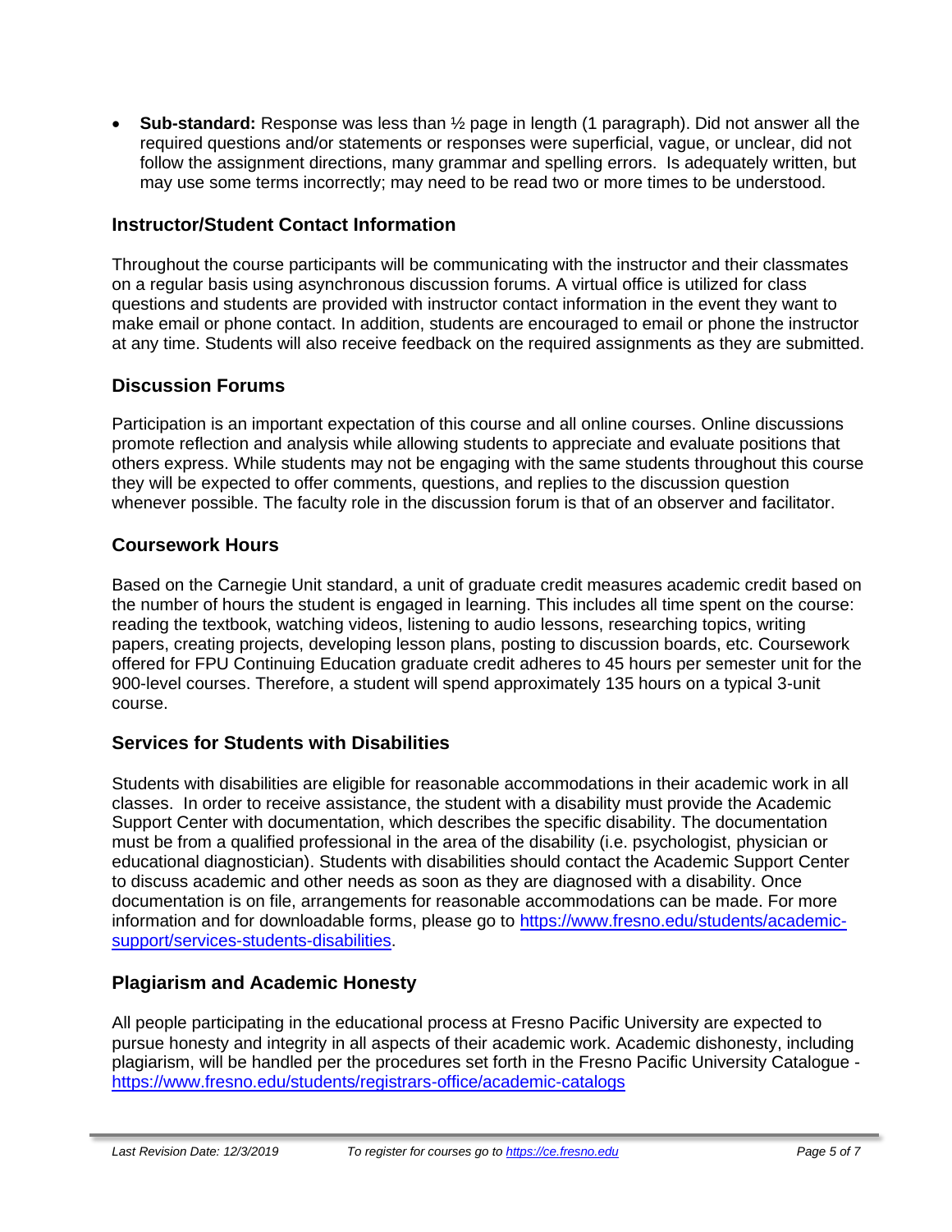- **Sub-standard:** Response was less than ½ page in length (1 paragraph). Did not answer all the required questions and/or statements or responses were superficial, vague, or unclear, did not follow the assignment directions, many grammar and spelling errors. Is adequately written, but may use some terms incorrectly; may need to be read two or more times to be understood.

## Instructor/Student Contact Information

Throughout the course participants will be communicating with the instructor and their classmates on a regular basis using asynchronous discussion forums. A virtual office is utilized for class questions and students are provided with instructor contact information in the event they want to make email or phone contact. In addition, students are encouraged to email or phone the instructor at any time. Students will also receive feedback on the required assignments as they are submitted.

## Discussion Forums

Participation is an important expectation of this course and all online courses. Online discussions promote reflection and analysis while allowing students to appreciate and evaluate positions that others express. While students may not be engaging with the same students throughout this course they will be expected to offer comments, questions, and replies to the discussion question whenever possible. The faculty role in the discussion forum is that of an observer and facilitator.

## Coursework Hours

Based on the Carnegie Unit standard, a unit of graduate credit measures academic credit based on the number of hours the student is engaged in learning. This includes all time spent on the course: reading the textbook, watching videos, listening to audio lessons, researching topics, writing papers, creating projects, developing lesson plans, posting to discussion boards, etc. Coursework offered for FPU Continuing Education graduate credit adheres to 45 hours per semester unit for the 900-level courses. Therefore, a student will spend approximately 135 hours on a typical 3-unit course.

## Services for Students with Disabilities

Students with disabilities are eligible for reasonable accommodations in their academic work in all classes. In order to receive assistance, the student with a disability must provide the Academic Support Center with documentation, which describes the specific disability. The documentation must be from a qualified professional in the area of the disability (i.e. psychologist, physician or educational diagnostician). Students with disabilities should contact the Academic Support Center to discuss academic and other needs as soon as they are diagnosed with a disability. Once documentation is on file, arrangements for reasonable accommodations can be made. For more information and for downloadable forms, please go to [https://www.fresno.edu/students/academic-support/services-students-disabilities](https://www.fresno.edu/students/academic-support/services-students-disabilities).

## Plagiarism and Academic Honesty

All people participating in the educational process at Fresno Pacific University are expected to pursue honesty and integrity in all aspects of their academic work. Academic dishonesty, including plagiarism, will be handled per the procedures set forth in the Fresno Pacific University Catalogue - [https://www.fresno.edu/students/registrars-office/academic-catalogs](https://www.fresno.edu/students/registrars-office/academic-catalogs)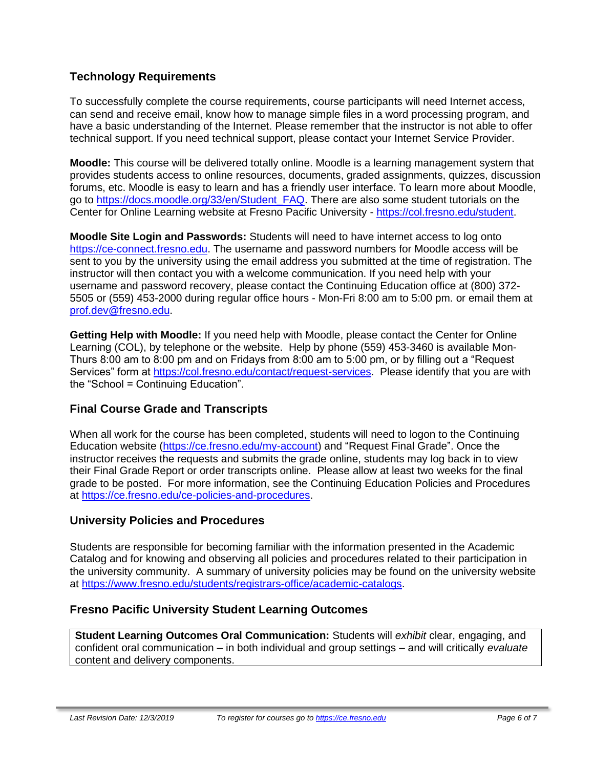## Technology Requirements

To successfully complete the course requirements, course participants will need Internet access, can send and receive email, know how to manage simple files in a word processing program, and have a basic understanding of the Internet. Please remember that the instructor is not able to offer technical support. If you need technical support, please contact your Internet Service Provider.

**Moodle:** This course will be delivered totally online. Moodle is a learning management system that provides students access to online resources, documents, graded assignments, quizzes, discussion forums, etc. Moodle is easy to learn and has a friendly user interface. To learn more about Moodle, go to https://docs.moodle.org/33/en/Student_FAQ. There are also some student tutorials on the Center for Online Learning website at Fresno Pacific University - https://col.fresno.edu/student.

**Moodle Site Login and Passwords:** Students will need to have internet access to log onto https://ce-connect.fresno.edu. The username and password numbers for Moodle access will be sent to you by the university using the email address you submitted at the time of registration. The instructor will then contact you with a welcome communication. If you need help with your username and password recovery, please contact the Continuing Education office at (800) 372-5505 or (559) 453-2000 during regular office hours - Mon-Fri 8:00 am to 5:00 pm. or email them at prof.dev@fresno.edu.

**Getting Help with Moodle:** If you need help with Moodle, please contact the Center for Online Learning (COL), by telephone or the website. Help by phone (559) 453-3460 is available Mon-Thurs 8:00 am to 8:00 pm and on Fridays from 8:00 am to 5:00 pm, or by filling out a "Request Services" form at https://col.fresno.edu/contact/request-services. Please identify that you are with the "School = Continuing Education".

## Final Course Grade and Transcripts

When all work for the course has been completed, students will need to logon to the Continuing Education website (https://ce.fresno.edu/my-account) and "Request Final Grade". Once the instructor receives the requests and submits the grade online, students may log back in to view their Final Grade Report or order transcripts online. Please allow at least two weeks for the final grade to be posted. For more information, see the Continuing Education Policies and Procedures at https://ce.fresno.edu/ce-policies-and-procedures.

## University Policies and Procedures

Students are responsible for becoming familiar with the information presented in the Academic Catalog and for knowing and observing all policies and procedures related to their participation in the university community. A summary of university policies may be found on the university website at https://www.fresno.edu/students/registrars-office/academic-catalogs.

## Fresno Pacific University Student Learning Outcomes

**Student Learning Outcomes Oral Communication:** Students will *exhibit* clear, engaging, and confident oral communication – in both individual and group settings – and will critically *evaluate* content and delivery components.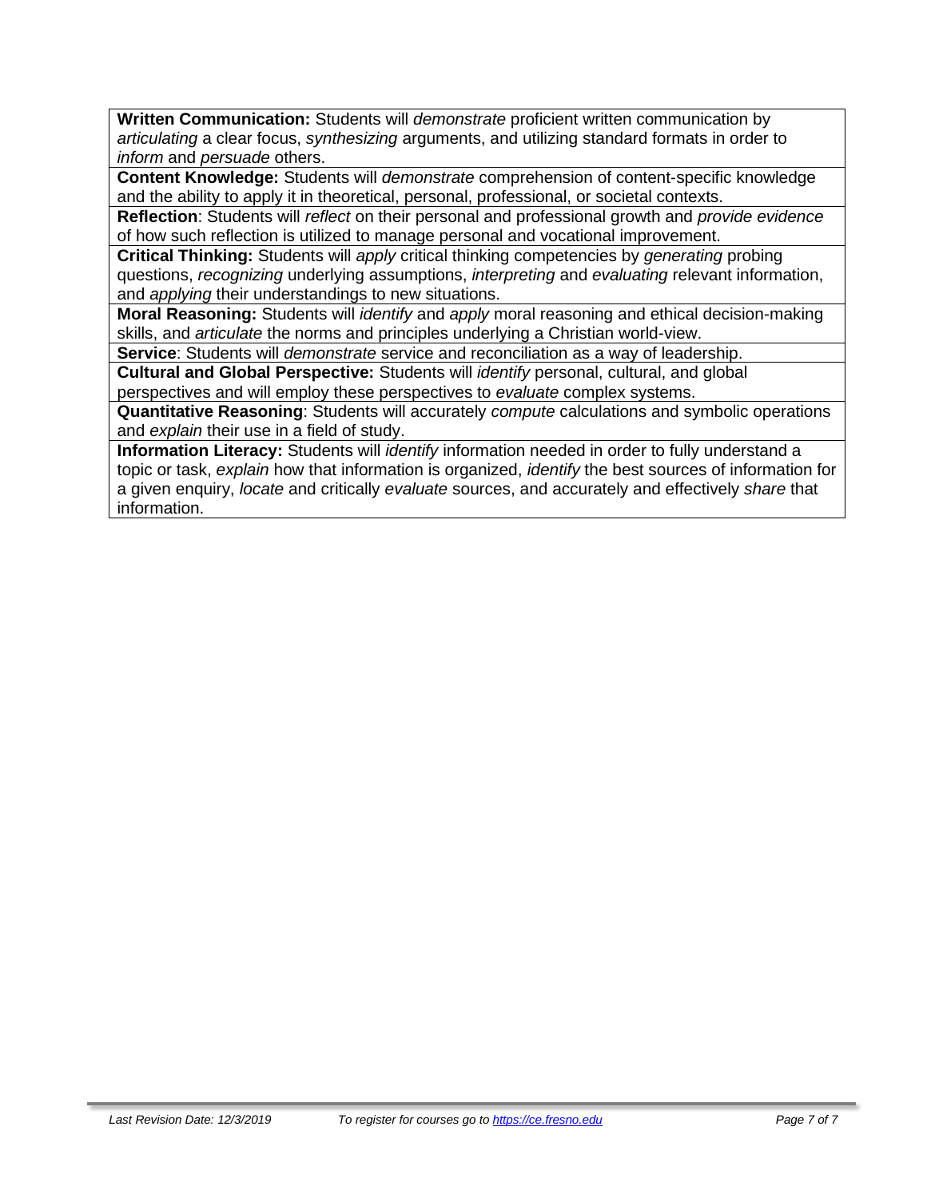| |
|---|
| **Written Communication:** Students will *demonstrate* proficient written communication by *articulating* a clear focus, *synthesizing* arguments, and utilizing standard formats in order to *inform* and *persuade* others. |
| **Content Knowledge:** Students will *demonstrate* comprehension of content-specific knowledge and the ability to apply it in theoretical, personal, professional, or societal contexts. |
| **Reflection**: Students will *reflect* on their personal and professional growth and *provide evidence* of how such reflection is utilized to manage personal and vocational improvement. |
| **Critical Thinking:** Students will *apply* critical thinking competencies by *generating* probing questions, *recognizing* underlying assumptions, *interpreting* and *evaluating* relevant information, and *applying* their understandings to new situations. |
| **Moral Reasoning:** Students will *identify* and *apply* moral reasoning and ethical decision-making skills, and *articulate* the norms and principles underlying a Christian world-view. |
| **Service**: Students will *demonstrate* service and reconciliation as a way of leadership. |
| **Cultural and Global Perspective:** Students will *identify* personal, cultural, and global perspectives and will employ these perspectives to *evaluate* complex systems. |
| **Quantitative Reasoning**: Students will accurately *compute* calculations and symbolic operations and *explain* their use in a field of study. |
| **Information Literacy:** Students will *identify* information needed in order to fully understand a topic or task, *explain* how that information is organized, *identify* the best sources of information for a given enquiry, *locate* and critically *evaluate* sources, and accurately and effectively *share* that information. |